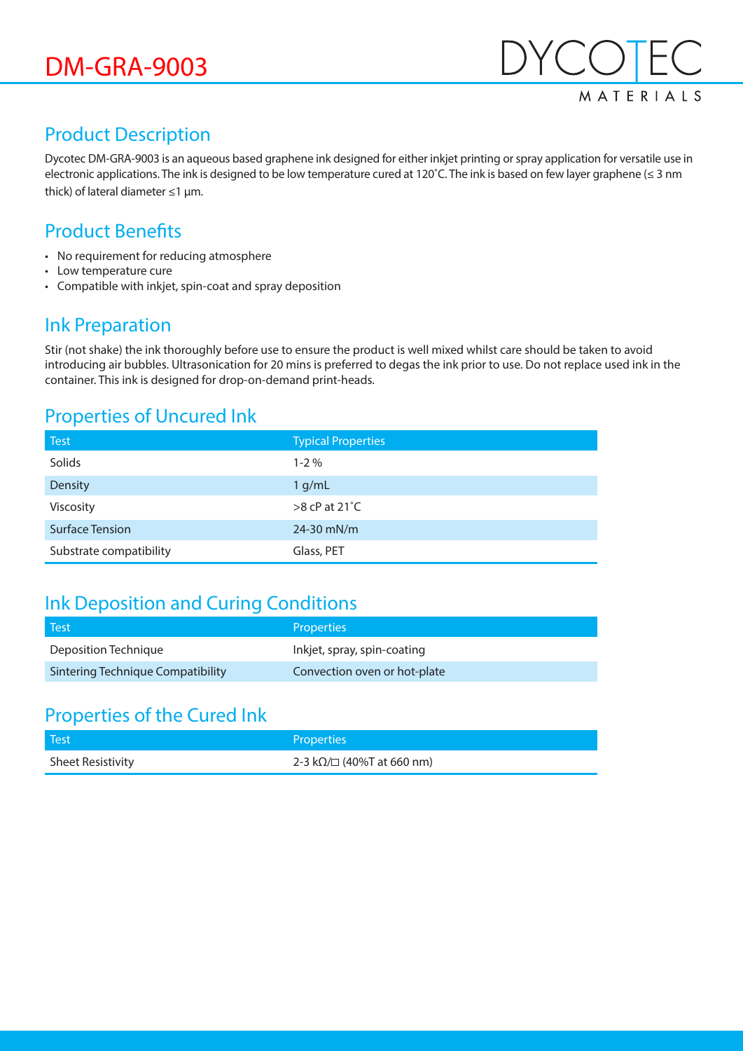# DM-GRA-9003

DYCOTEC MATERIALS

## Product Description

Dycotec DM-GRA-9003 is an aqueous based graphene ink designed for either inkjet printing or spray application for versatile use in electronic applications. The ink is designed to be low temperature cured at 120˚C. The ink is based on few layer graphene (≤ 3 nm thick) of lateral diameter ≤1 µm.

## Product Benefits

- No requirement for reducing atmosphere
- Low temperature cure
- Compatible with inkjet, spin-coat and spray deposition

## Ink Preparation

Stir (not shake) the ink thoroughly before use to ensure the product is well mixed whilst care should be taken to avoid introducing air bubbles. Ultrasonication for 20 mins is preferred to degas the ink prior to use. Do not replace used ink in the container. This ink is designed for drop-on-demand print-heads.

## Properties of Uncured Ink

| Test | Typical Properties |
|---|---|
| Solids | 1-2 % |
| Density | 1 g/mL |
| Viscosity | >8 cP at 21˚C |
| Surface Tension | 24-30 mN/m |
| Substrate compatibility | Glass, PET |

## Ink Deposition and Curing Conditions

| Test | Properties |
|---|---|
| Deposition Technique | Inkjet, spray, spin-coating |
| Sintering Technique Compatibility | Convection oven or hot-plate |

## Properties of the Cured Ink

| Test | Properties |
|---|---|
| Sheet Resistivity | 2-3 kΩ/□ (40%T at 660 nm) |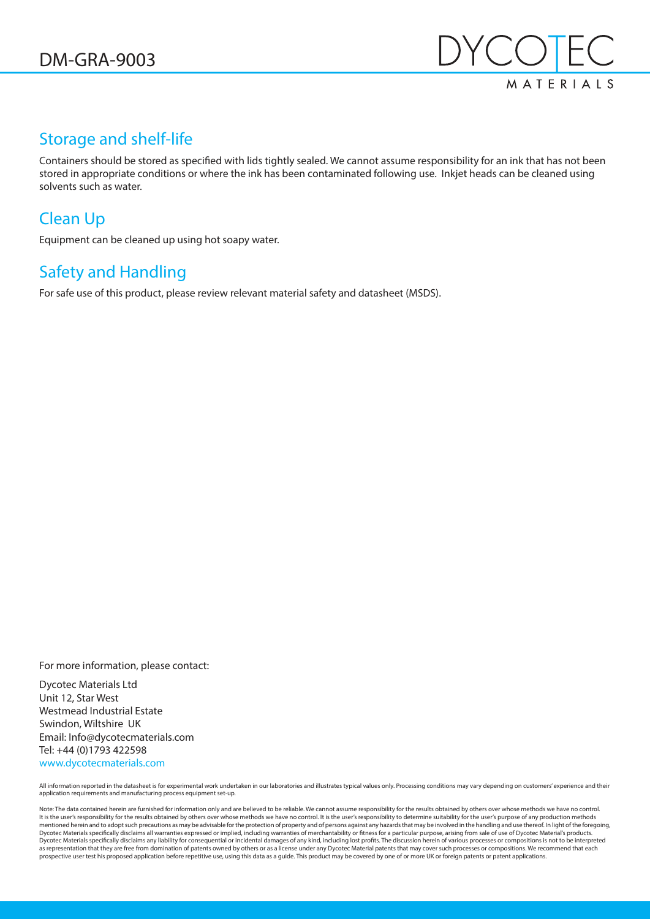## Storage and shelf-life

Containers should be stored as specified with lids tightly sealed. We cannot assume responsibility for an ink that has not been stored in appropriate conditions or where the ink has been contaminated following use. Inkjet heads can be cleaned using solvents such as water.

## Clean Up

Equipment can be cleaned up using hot soapy water.

## Safety and Handling

For safe use of this product, please review relevant material safety and datasheet (MSDS).

For more information, please contact:

Dycotec Materials Ltd
Unit 12, Star West
Westmead Industrial Estate
Swindon, Wiltshire UK
Email: Info@dycotecmaterials.com
Tel: +44 (0)1793 422598
www.dycotecmaterials.com

All information reported in the datasheet is for experimental work undertaken in our laboratories and illustrates typical values only. Processing conditions may vary depending on customers' experience and their application requirements and manufacturing process equipment set-up.

Note: The data contained herein are furnished for information only and are believed to be reliable. We cannot assume responsibility for the results obtained by others over whose methods we have no control. It is the user's responsibility for the results obtained by others over whose methods we have no control. It is the user's responsibility to determine suitability for the user's purpose of any production methods mentioned herein and to adopt such precautions as may be advisable for the protection of property and of persons against any hazards that may be involved in the handling and use thereof. In light of the foregoing, Dycotec Materials specifically disclaims all warranties expressed or implied, including warranties of merchantability or fitness for a particular purpose, arising from sale of use of Dycotec Material's products. Dycotec Materials specifically disclaims any liability for consequential or incidental damages of any kind, including lost profits. The discussion herein of various processes or compositions is not to be interpreted as representation that they are free from domination of patents owned by others or as a license under any Dycotec Material patents that may cover such processes or compositions. We recommend that each prospective user test his proposed application before repetitive use, using this data as a guide. This product may be covered by one of or more UK or foreign patents or patent applications.